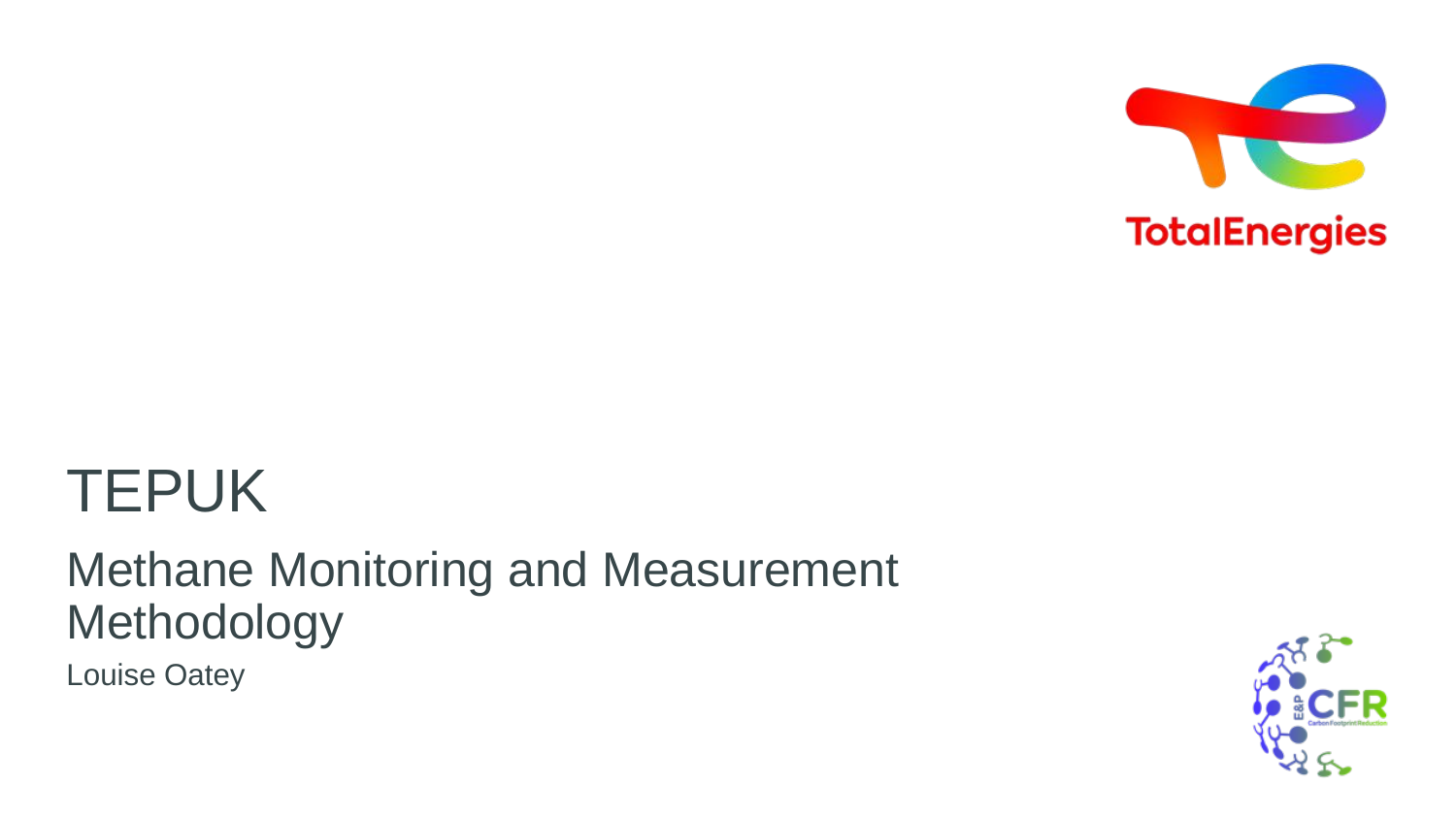# TEPUK

## Methane Monitoring and Measurement Methodology

Louise Oatey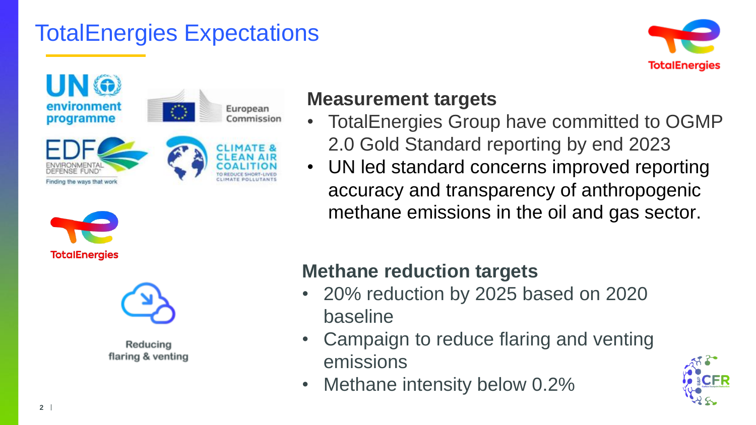# TotalEnergies Expectations

## Measurement targets

- TotalEnergies Group have committed to OGMP 2.0 Gold Standard reporting by end 2023
- UN led standard concerns improved reporting accuracy and transparency of anthropogenic methane emissions in the oil and gas sector.

## Methane reduction targets

- 20% reduction by 2025 based on 2020 baseline
- Campaign to reduce flaring and venting emissions
- Methane intensity below 0.2%

Reducing flaring & venting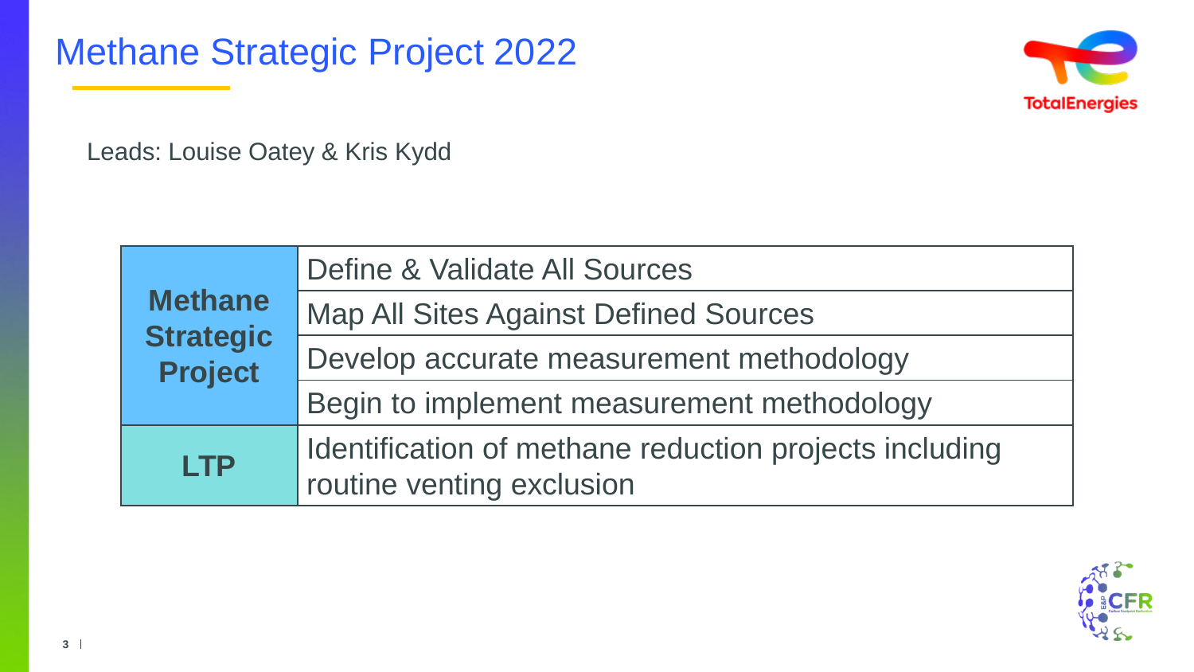# Methane Strategic Project 2022

Leads: Louise Oatey & Kris Kydd

| | |
|---|---|
| **Methane Strategic Project** | Define & Validate All Sources |
| | Map All Sites Against Defined Sources |
| | Develop accurate measurement methodology |
| | Begin to implement measurement methodology |
| **LTP** | Identification of methane reduction projects including routine venting exclusion |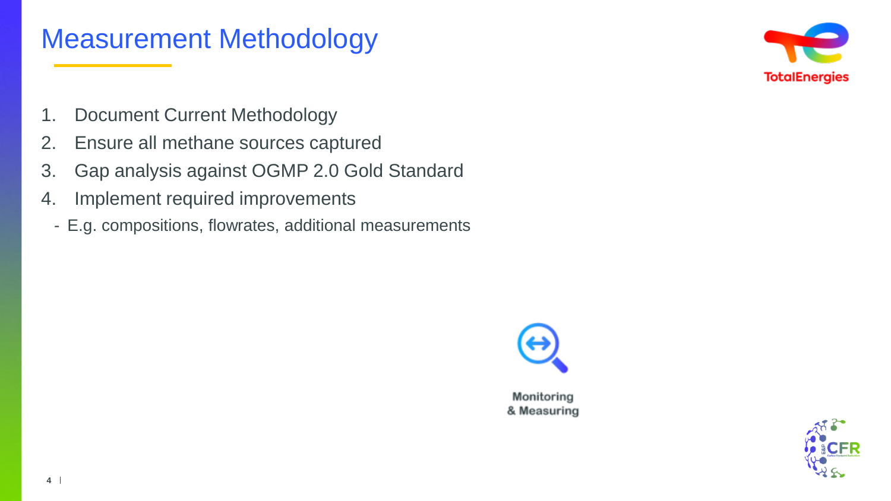# Measurement Methodology

1. Document Current Methodology
2. Ensure all methane sources captured
3. Gap analysis against OGMP 2.0 Gold Standard
4. Implement required improvements
   - E.g. compositions, flowrates, additional measurements

Monitoring & Measuring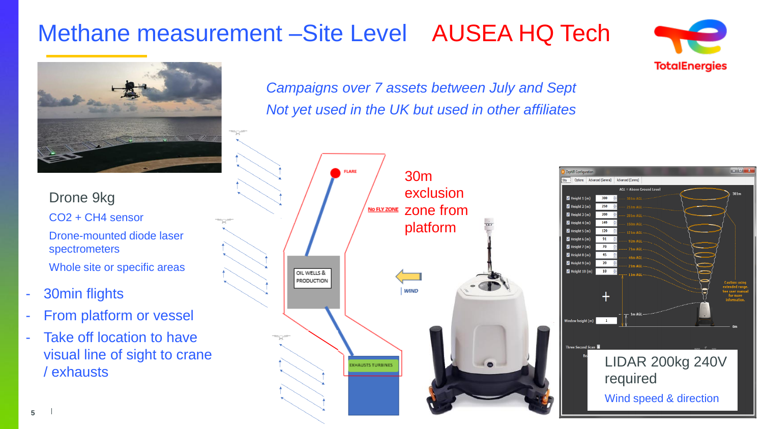# Methane measurement –Site Level AUSEA HQ Tech

*Campaigns over 7 assets between July and Sept*

*Not yet used in the UK but used in other affiliates*

Drone 9kg

$CO_2$ + $CH_4$ sensor

Drone-mounted diode laser spectrometers

Whole site or specific areas

- 30min flights
- From platform or vessel
- Take off location to have visual line of sight to crane / exhausts

FLARE

No FLY ZONE

OIL WELLS & PRODUCTION

WIND

EXHAUSTS TURBINES

30m exclusion zone from platform

LIDAR 200kg 240V required

Wind speed & direction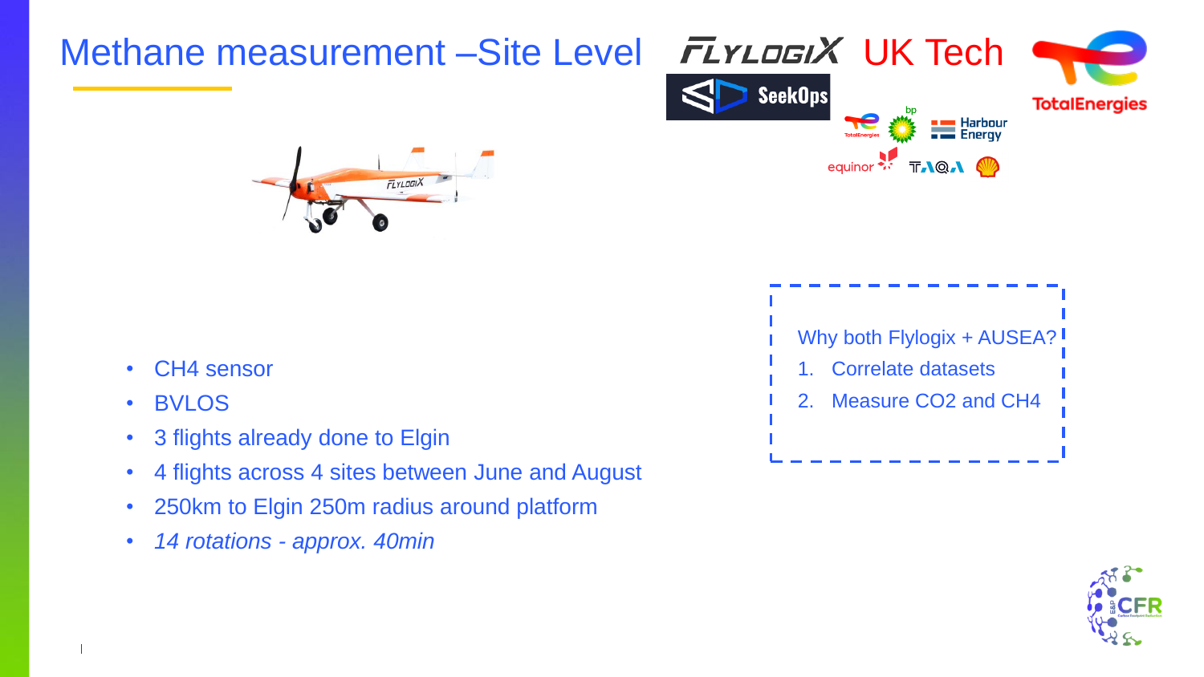# Methane measurement –Site Level

FLYLOGIX UK Tech

- CH4 sensor
- BVLOS
- 3 flights already done to Elgin
- 4 flights across 4 sites between June and August
- 250km to Elgin 250m radius around platform
- *14 rotations - approx. 40min*

Why both Flylogix + AUSEA?

1. Correlate datasets
2. Measure CO2 and CH4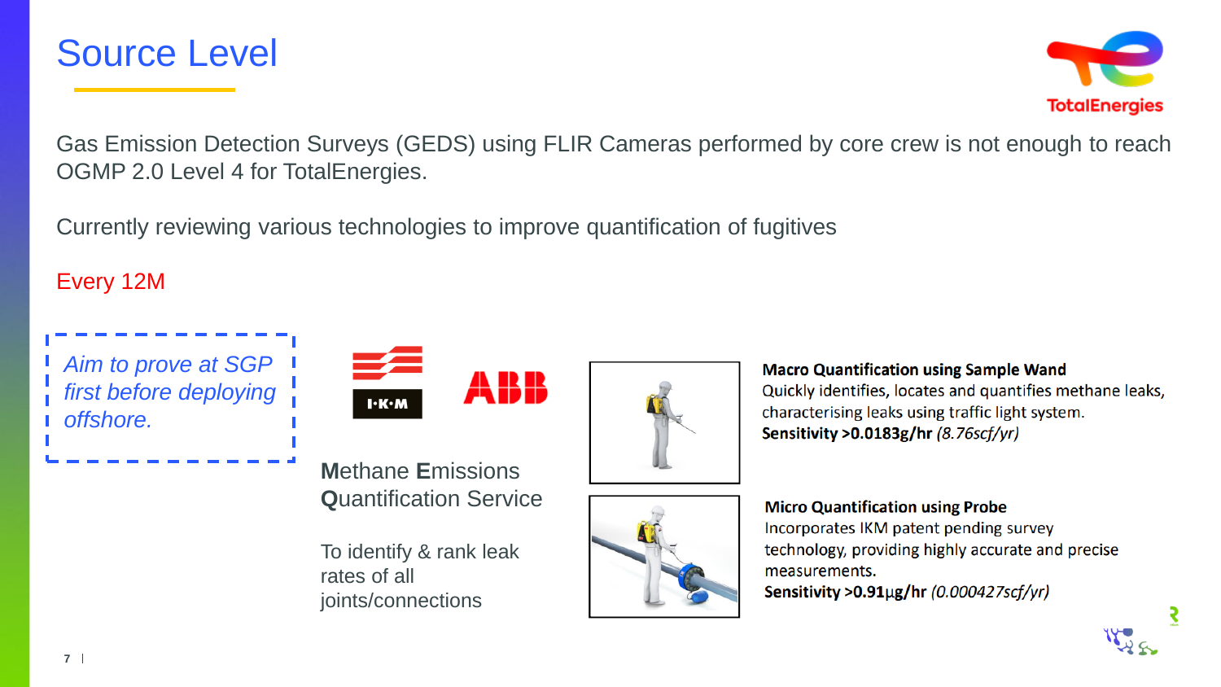# Source Level

Gas Emission Detection Surveys (GEDS) using FLIR Cameras performed by core crew is not enough to reach OGMP 2.0 Level 4 for TotalEnergies.

Currently reviewing various technologies to improve quantification of fugitives

Every 12M

*Aim to prove at SGP first before deploying offshore.*

**M**ethane **E**missions **Q**uantification Service

To identify & rank leak rates of all joints/connections

**Macro Quantification using Sample Wand**
Quickly identifies, locates and quantifies methane leaks, characterising leaks using traffic light system.
**Sensitivity >0.0183g/hr** *(8.76scf/yr)*

**Micro Quantification using Probe**
Incorporates IKM patent pending survey technology, providing highly accurate and precise measurements.
**Sensitivity >0.91µg/hr** *(0.000427scf/yr)*